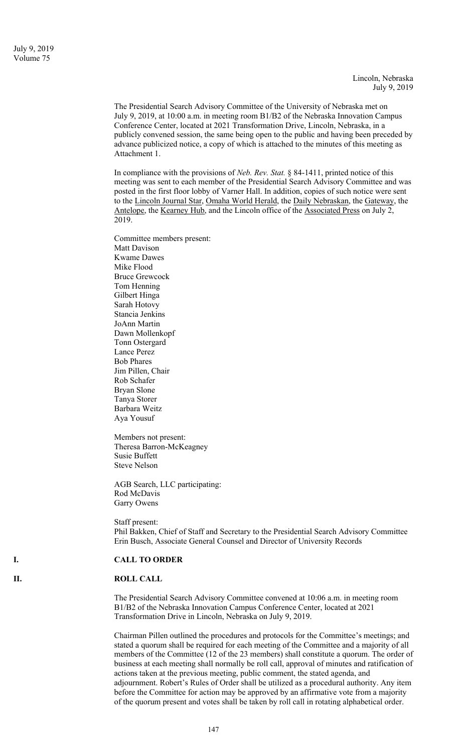Lincoln, Nebraska
July 9, 2019

The Presidential Search Advisory Committee of the University of Nebraska met on July 9, 2019, at 10:00 a.m. in meeting room B1/B2 of the Nebraska Innovation Campus Conference Center, located at 2021 Transformation Drive, Lincoln, Nebraska, in a publicly convened session, the same being open to the public and having been preceded by advance publicized notice, a copy of which is attached to the minutes of this meeting as Attachment 1.

In compliance with the provisions of *Neb. Rev. Stat.* § 84-1411, printed notice of this meeting was sent to each member of the Presidential Search Advisory Committee and was posted in the first floor lobby of Varner Hall. In addition, copies of such notice were sent to the Lincoln Journal Star, Omaha World Herald, the Daily Nebraskan, the Gateway, the Antelope, the Kearney Hub, and the Lincoln office of the Associated Press on July 2, 2019.

Committee members present:
Matt Davison
Kwame Dawes
Mike Flood
Bruce Grewcock
Tom Henning
Gilbert Hinga
Sarah Hotovy
Stancia Jenkins
JoAnn Martin
Dawn Mollenkopf
Tonn Ostergard
Lance Perez
Bob Phares
Jim Pillen, Chair
Rob Schafer
Bryan Slone
Tanya Storer
Barbara Weitz
Aya Yousuf

Members not present:
Theresa Barron-McKeagney
Susie Buffett
Steve Nelson

AGB Search, LLC participating:
Rod McDavis
Garry Owens

Staff present:
Phil Bakken, Chief of Staff and Secretary to the Presidential Search Advisory Committee
Erin Busch, Associate General Counsel and Director of University Records

## I. CALL TO ORDER

## II. ROLL CALL

The Presidential Search Advisory Committee convened at 10:06 a.m. in meeting room B1/B2 of the Nebraska Innovation Campus Conference Center, located at 2021 Transformation Drive in Lincoln, Nebraska on July 9, 2019.

Chairman Pillen outlined the procedures and protocols for the Committee's meetings; and stated a quorum shall be required for each meeting of the Committee and a majority of all members of the Committee (12 of the 23 members) shall constitute a quorum. The order of business at each meeting shall normally be roll call, approval of minutes and ratification of actions taken at the previous meeting, public comment, the stated agenda, and adjournment. Robert's Rules of Order shall be utilized as a procedural authority. Any item before the Committee for action may be approved by an affirmative vote from a majority of the quorum present and votes shall be taken by roll call in rotating alphabetical order.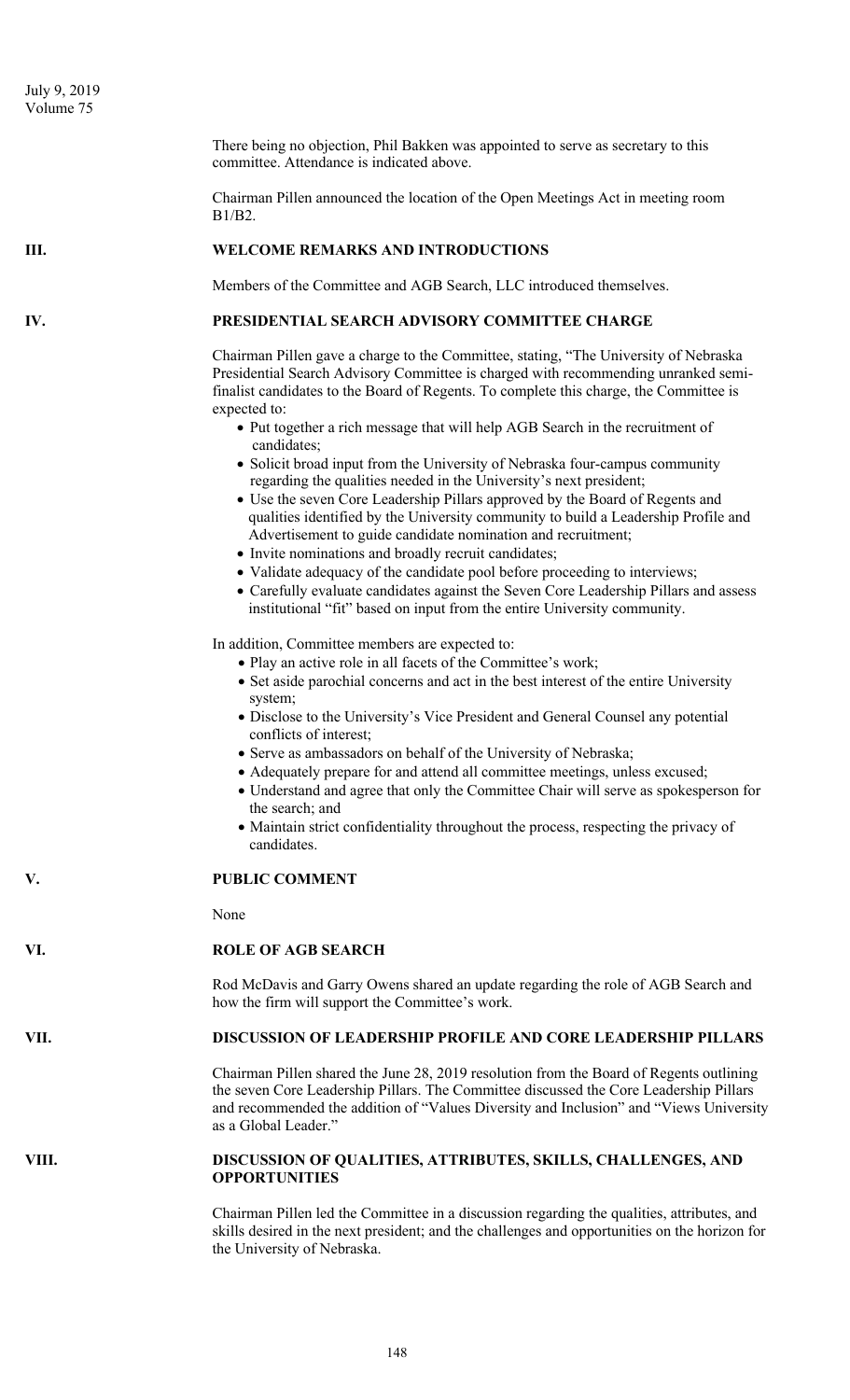There being no objection, Phil Bakken was appointed to serve as secretary to this committee. Attendance is indicated above.

Chairman Pillen announced the location of the Open Meetings Act in meeting room B1/B2.

## III. WELCOME REMARKS AND INTRODUCTIONS

Members of the Committee and AGB Search, LLC introduced themselves.

## IV. PRESIDENTIAL SEARCH ADVISORY COMMITTEE CHARGE

Chairman Pillen gave a charge to the Committee, stating, "The University of Nebraska Presidential Search Advisory Committee is charged with recommending unranked semi-finalist candidates to the Board of Regents. To complete this charge, the Committee is expected to:

- Put together a rich message that will help AGB Search in the recruitment of candidates;
- Solicit broad input from the University of Nebraska four-campus community regarding the qualities needed in the University's next president;
- Use the seven Core Leadership Pillars approved by the Board of Regents and qualities identified by the University community to build a Leadership Profile and Advertisement to guide candidate nomination and recruitment;
- Invite nominations and broadly recruit candidates;
- Validate adequacy of the candidate pool before proceeding to interviews;
- Carefully evaluate candidates against the Seven Core Leadership Pillars and assess institutional "fit" based on input from the entire University community.

In addition, Committee members are expected to:

- Play an active role in all facets of the Committee's work;
- Set aside parochial concerns and act in the best interest of the entire University system;
- Disclose to the University's Vice President and General Counsel any potential conflicts of interest;
- Serve as ambassadors on behalf of the University of Nebraska;
- Adequately prepare for and attend all committee meetings, unless excused;
- Understand and agree that only the Committee Chair will serve as spokesperson for the search; and
- Maintain strict confidentiality throughout the process, respecting the privacy of candidates.

## V. PUBLIC COMMENT

None

## VI. ROLE OF AGB SEARCH

Rod McDavis and Garry Owens shared an update regarding the role of AGB Search and how the firm will support the Committee's work.

## VII. DISCUSSION OF LEADERSHIP PROFILE AND CORE LEADERSHIP PILLARS

Chairman Pillen shared the June 28, 2019 resolution from the Board of Regents outlining the seven Core Leadership Pillars. The Committee discussed the Core Leadership Pillars and recommended the addition of "Values Diversity and Inclusion" and "Views University as a Global Leader."

## VIII. DISCUSSION OF QUALITIES, ATTRIBUTES, SKILLS, CHALLENGES, AND OPPORTUNITIES

Chairman Pillen led the Committee in a discussion regarding the qualities, attributes, and skills desired in the next president; and the challenges and opportunities on the horizon for the University of Nebraska.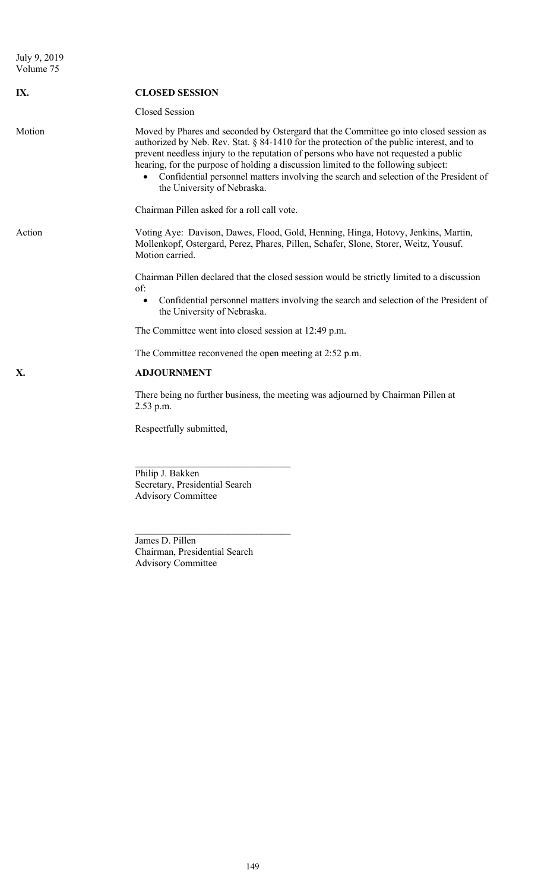## IX. CLOSED SESSION

Closed Session

Motion

Moved by Phares and seconded by Ostergard that the Committee go into closed session as authorized by Neb. Rev. Stat. § 84-1410 for the protection of the public interest, and to prevent needless injury to the reputation of persons who have not requested a public hearing, for the purpose of holding a discussion limited to the following subject:

- Confidential personnel matters involving the search and selection of the President of the University of Nebraska.

Chairman Pillen asked for a roll call vote.

Action

Voting Aye: Davison, Dawes, Flood, Gold, Henning, Hinga, Hotovy, Jenkins, Martin, Mollenkopf, Ostergard, Perez, Phares, Pillen, Schafer, Slone, Storer, Weitz, Yousuf. Motion carried.

Chairman Pillen declared that the closed session would be strictly limited to a discussion of:

- Confidential personnel matters involving the search and selection of the President of the University of Nebraska.

The Committee went into closed session at 12:49 p.m.

The Committee reconvened the open meeting at 2:52 p.m.

## X. ADJOURNMENT

There being no further business, the meeting was adjourned by Chairman Pillen at 2.53 p.m.

Respectfully submitted,

\_\_\_\_\_\_\_\_\_\_\_\_\_\_\_\_\_\_\_\_\_\_\_\_\_\_\_\_\_\_\_\_

Philip J. Bakken  
Secretary, Presidential Search Advisory Committee

\_\_\_\_\_\_\_\_\_\_\_\_\_\_\_\_\_\_\_\_\_\_\_\_\_\_\_\_\_\_\_\_

James D. Pillen  
Chairman, Presidential Search Advisory Committee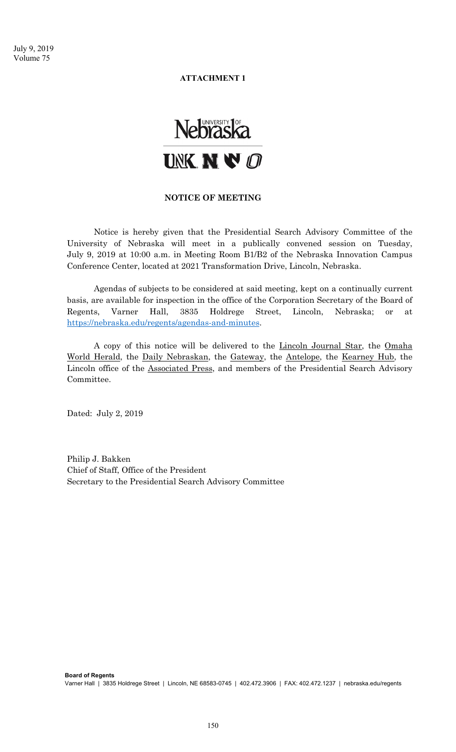**ATTACHMENT 1**

University of Nebraska

UNK N UNMC O

**NOTICE OF MEETING**

Notice is hereby given that the Presidential Search Advisory Committee of the University of Nebraska will meet in a publically convened session on Tuesday, July 9, 2019 at 10:00 a.m. in Meeting Room B1/B2 of the Nebraska Innovation Campus Conference Center, located at 2021 Transformation Drive, Lincoln, Nebraska.

Agendas of subjects to be considered at said meeting, kept on a continually current basis, are available for inspection in the office of the Corporation Secretary of the Board of Regents, Varner Hall, 3835 Holdrege Street, Lincoln, Nebraska; or at https://nebraska.edu/regents/agendas-and-minutes.

A copy of this notice will be delivered to the Lincoln Journal Star, the Omaha World Herald, the Daily Nebraskan, the Gateway, the Antelope, the Kearney Hub, the Lincoln office of the Associated Press, and members of the Presidential Search Advisory Committee.

Dated: July 2, 2019

Philip J. Bakken
Chief of Staff, Office of the President
Secretary to the Presidential Search Advisory Committee

**Board of Regents**
Varner Hall | 3835 Holdrege Street | Lincoln, NE 68583-0745 | 402.472.3906 | FAX: 402.472.1237 | nebraska.edu/regents